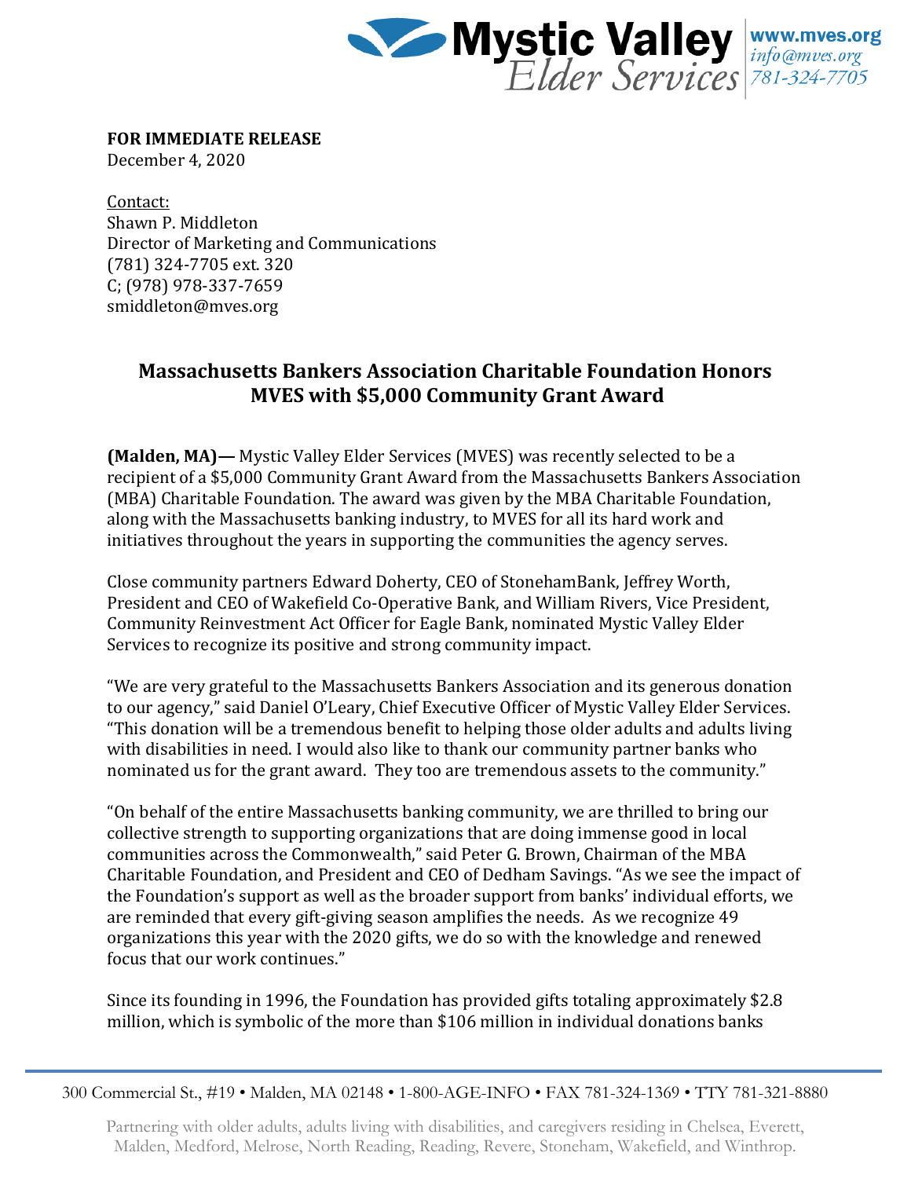Mystic Valley Elder Services | www.mves.org | info@mves.org | 781-324-7705

**FOR IMMEDIATE RELEASE**
December 4, 2020

Contact:
Shawn P. Middleton
Director of Marketing and Communications
(781) 324-7705 ext. 320
C; (978) 978-337-7659
smiddleton@mves.org

## Massachusetts Bankers Association Charitable Foundation Honors MVES with $5,000 Community Grant Award

**(Malden, MA)—** Mystic Valley Elder Services (MVES) was recently selected to be a recipient of a $5,000 Community Grant Award from the Massachusetts Bankers Association (MBA) Charitable Foundation. The award was given by the MBA Charitable Foundation, along with the Massachusetts banking industry, to MVES for all its hard work and initiatives throughout the years in supporting the communities the agency serves.

Close community partners Edward Doherty, CEO of StonehamBank, Jeffrey Worth, President and CEO of Wakefield Co-Operative Bank, and William Rivers, Vice President, Community Reinvestment Act Officer for Eagle Bank, nominated Mystic Valley Elder Services to recognize its positive and strong community impact.

"We are very grateful to the Massachusetts Bankers Association and its generous donation to our agency," said Daniel O'Leary, Chief Executive Officer of Mystic Valley Elder Services. "This donation will be a tremendous benefit to helping those older adults and adults living with disabilities in need. I would also like to thank our community partner banks who nominated us for the grant award. They too are tremendous assets to the community."

"On behalf of the entire Massachusetts banking community, we are thrilled to bring our collective strength to supporting organizations that are doing immense good in local communities across the Commonwealth," said Peter G. Brown, Chairman of the MBA Charitable Foundation, and President and CEO of Dedham Savings. "As we see the impact of the Foundation's support as well as the broader support from banks' individual efforts, we are reminded that every gift-giving season amplifies the needs. As we recognize 49 organizations this year with the 2020 gifts, we do so with the knowledge and renewed focus that our work continues."

Since its founding in 1996, the Foundation has provided gifts totaling approximately $2.8 million, which is symbolic of the more than $106 million in individual donations banks

300 Commercial St., #19 • Malden, MA 02148 • 1-800-AGE-INFO • FAX 781-324-1369 • TTY 781-321-8880

Partnering with older adults, adults living with disabilities, and caregivers residing in Chelsea, Everett, Malden, Medford, Melrose, North Reading, Reading, Revere, Stoneham, Wakefield, and Winthrop.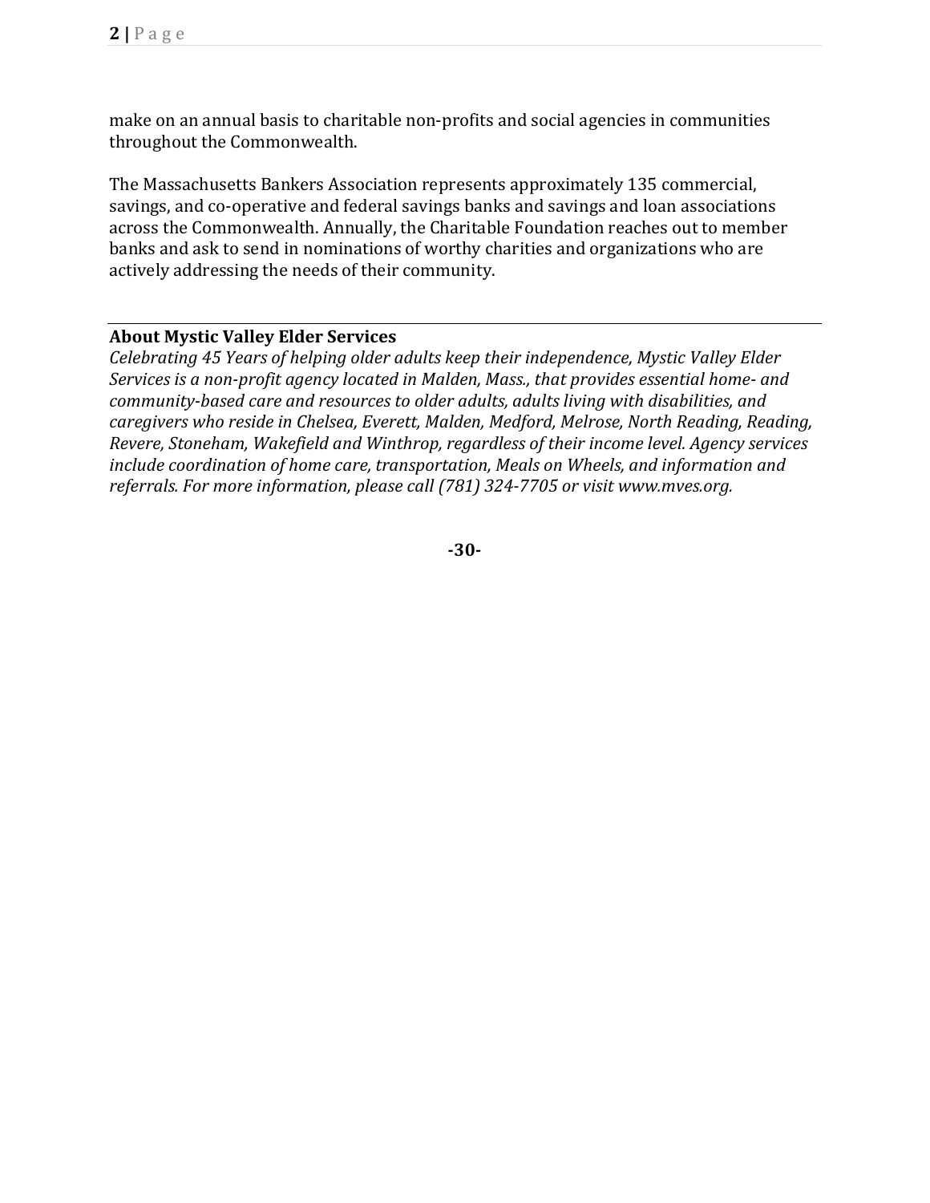make on an annual basis to charitable non-profits and social agencies in communities throughout the Commonwealth.

The Massachusetts Bankers Association represents approximately 135 commercial, savings, and co-operative and federal savings banks and savings and loan associations across the Commonwealth. Annually, the Charitable Foundation reaches out to member banks and ask to send in nominations of worthy charities and organizations who are actively addressing the needs of their community.

---

**About Mystic Valley Elder Services**

*Celebrating 45 Years of helping older adults keep their independence, Mystic Valley Elder Services is a non-profit agency located in Malden, Mass., that provides essential home- and community-based care and resources to older adults, adults living with disabilities, and caregivers who reside in Chelsea, Everett, Malden, Medford, Melrose, North Reading, Reading, Revere, Stoneham, Wakefield and Winthrop, regardless of their income level. Agency services include coordination of home care, transportation, Meals on Wheels, and information and referrals. For more information, please call (781) 324-7705 or visit www.mves.org.*

**-30-**